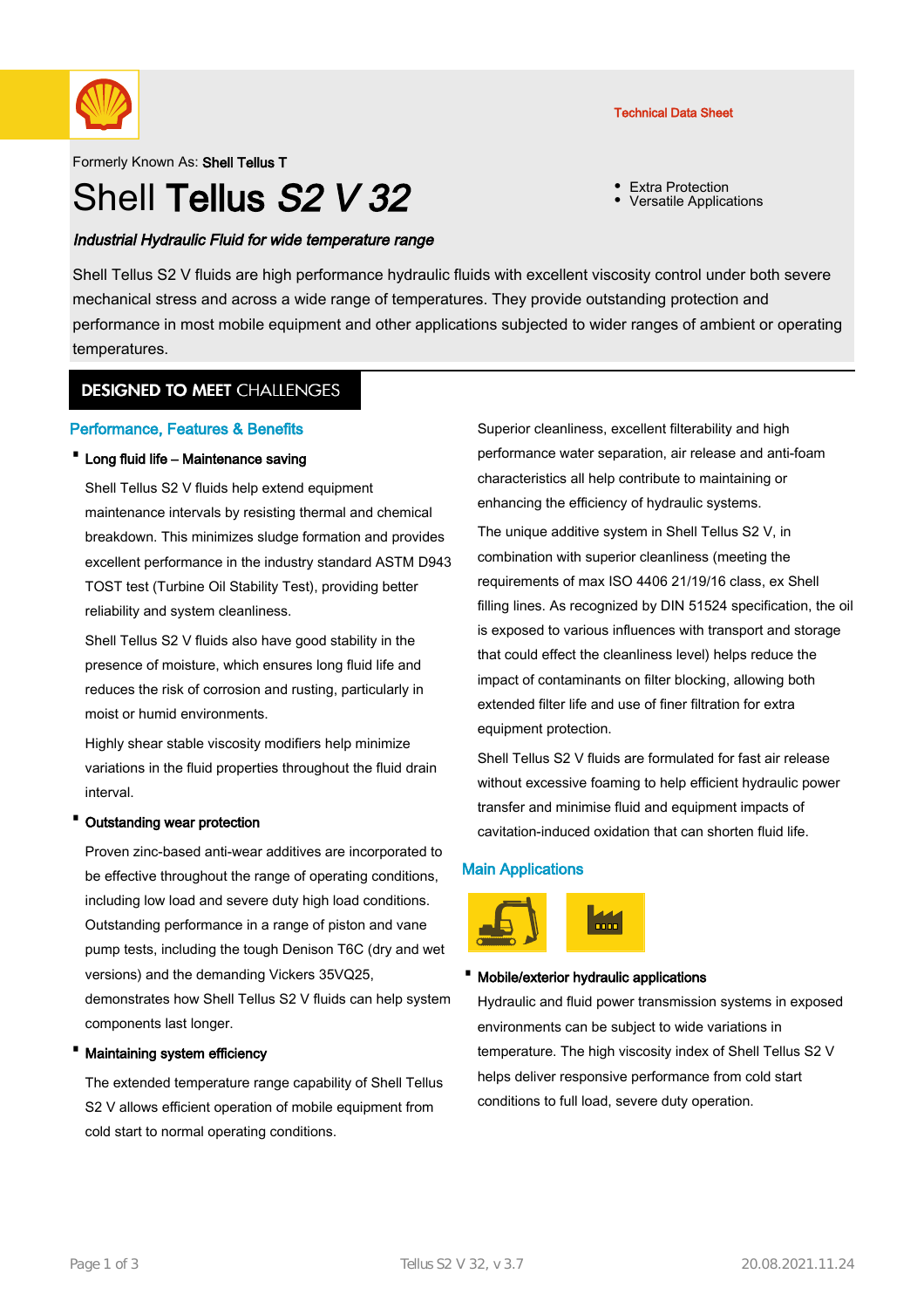Technical Data Sheet

Formerly Known As: **Shell Tellus T**

# Shell **Tellus** *S2 V 32*

- Extra Protection
- Versatile Applications

***Industrial Hydraulic Fluid for wide temperature range***

Shell Tellus S2 V fluids are high performance hydraulic fluids with excellent viscosity control under both severe mechanical stress and across a wide range of temperatures. They provide outstanding protection and performance in most mobile equipment and other applications subjected to wider ranges of ambient or operating temperatures.

## DESIGNED TO MEET CHALLENGES

### Performance, Features & Benefits

- **Long fluid life – Maintenance saving**

  Shell Tellus S2 V fluids help extend equipment maintenance intervals by resisting thermal and chemical breakdown. This minimizes sludge formation and provides excellent performance in the industry standard ASTM D943 TOST test (Turbine Oil Stability Test), providing better reliability and system cleanliness.

  Shell Tellus S2 V fluids also have good stability in the presence of moisture, which ensures long fluid life and reduces the risk of corrosion and rusting, particularly in moist or humid environments.

  Highly shear stable viscosity modifiers help minimize variations in the fluid properties throughout the fluid drain interval.

- **Outstanding wear protection**

  Proven zinc-based anti-wear additives are incorporated to be effective throughout the range of operating conditions, including low load and severe duty high load conditions. Outstanding performance in a range of piston and vane pump tests, including the tough Denison T6C (dry and wet versions) and the demanding Vickers 35VQ25, demonstrates how Shell Tellus S2 V fluids can help system components last longer.

- **Maintaining system efficiency**

  The extended temperature range capability of Shell Tellus S2 V allows efficient operation of mobile equipment from cold start to normal operating conditions.

  Superior cleanliness, excellent filterability and high performance water separation, air release and anti-foam characteristics all help contribute to maintaining or enhancing the efficiency of hydraulic systems.

  The unique additive system in Shell Tellus S2 V, in combination with superior cleanliness (meeting the requirements of max ISO 4406 21/19/16 class, ex Shell filling lines. As recognized by DIN 51524 specification, the oil is exposed to various influences with transport and storage that could effect the cleanliness level) helps reduce the impact of contaminants on filter blocking, allowing both extended filter life and use of finer filtration for extra equipment protection.

  Shell Tellus S2 V fluids are formulated for fast air release without excessive foaming to help efficient hydraulic power transfer and minimise fluid and equipment impacts of cavitation-induced oxidation that can shorten fluid life.

### Main Applications

- **Mobile/exterior hydraulic applications**

  Hydraulic and fluid power transmission systems in exposed environments can be subject to wide variations in temperature. The high viscosity index of Shell Tellus S2 V helps deliver responsive performance from cold start conditions to full load, severe duty operation.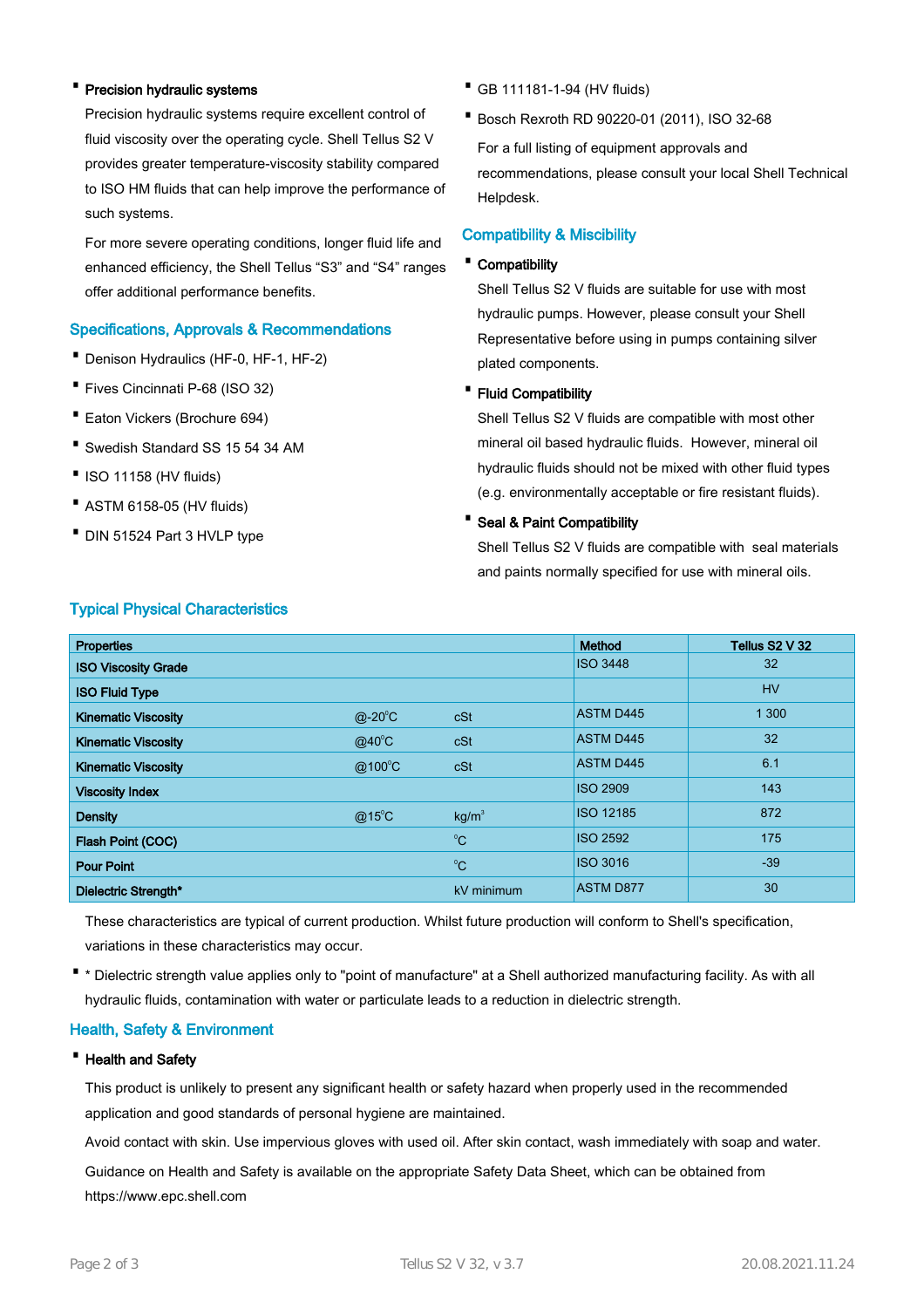- **Precision hydraulic systems**

  Precision hydraulic systems require excellent control of fluid viscosity over the operating cycle. Shell Tellus S2 V provides greater temperature-viscosity stability compared to ISO HM fluids that can help improve the performance of such systems.

  For more severe operating conditions, longer fluid life and enhanced efficiency, the Shell Tellus "S3" and "S4" ranges offer additional performance benefits.

## Specifications, Approvals & Recommendations

- Denison Hydraulics (HF-0, HF-1, HF-2)
- Fives Cincinnati P-68 (ISO 32)
- Eaton Vickers (Brochure 694)
- Swedish Standard SS 15 54 34 AM
- ISO 11158 (HV fluids)
- ASTM 6158-05 (HV fluids)
- DIN 51524 Part 3 HVLP type
- GB 111181-1-94 (HV fluids)
- Bosch Rexroth RD 90220-01 (2011), ISO 32-68

  For a full listing of equipment approvals and recommendations, please consult your local Shell Technical Helpdesk.

## Compatibility & Miscibility

- **Compatibility**

  Shell Tellus S2 V fluids are suitable for use with most hydraulic pumps. However, please consult your Shell Representative before using in pumps containing silver plated components.

- **Fluid Compatibility**

  Shell Tellus S2 V fluids are compatible with most other mineral oil based hydraulic fluids. However, mineral oil hydraulic fluids should not be mixed with other fluid types (e.g. environmentally acceptable or fire resistant fluids).

- **Seal & Paint Compatibility**

  Shell Tellus S2 V fluids are compatible with seal materials and paints normally specified for use with mineral oils.

## Typical Physical Characteristics

| Properties | | | Method | Tellus S2 V 32 |
|---|---|---|---|---|
| ISO Viscosity Grade | | | ISO 3448 | 32 |
| ISO Fluid Type | | | | HV |
| Kinematic Viscosity | @-20°C | cSt | ASTM D445 | 1 300 |
| Kinematic Viscosity | @40°C | cSt | ASTM D445 | 32 |
| Kinematic Viscosity | @100°C | cSt | ASTM D445 | 6.1 |
| Viscosity Index | | | ISO 2909 | 143 |
| Density | @15°C | $kg/m^3$ | ISO 12185 | 872 |
| Flash Point (COC) | | °C | ISO 2592 | 175 |
| Pour Point | | °C | ISO 3016 | -39 |
| Dielectric Strength* | | kV minimum | ASTM D877 | 30 |

These characteristics are typical of current production. Whilst future production will conform to Shell's specification, variations in these characteristics may occur.

- * Dielectric strength value applies only to "point of manufacture" at a Shell authorized manufacturing facility. As with all hydraulic fluids, contamination with water or particulate leads to a reduction in dielectric strength.

## Health, Safety & Environment

- **Health and Safety**

  This product is unlikely to present any significant health or safety hazard when properly used in the recommended application and good standards of personal hygiene are maintained.

  Avoid contact with skin. Use impervious gloves with used oil. After skin contact, wash immediately with soap and water.

  Guidance on Health and Safety is available on the appropriate Safety Data Sheet, which can be obtained from https://www.epc.shell.com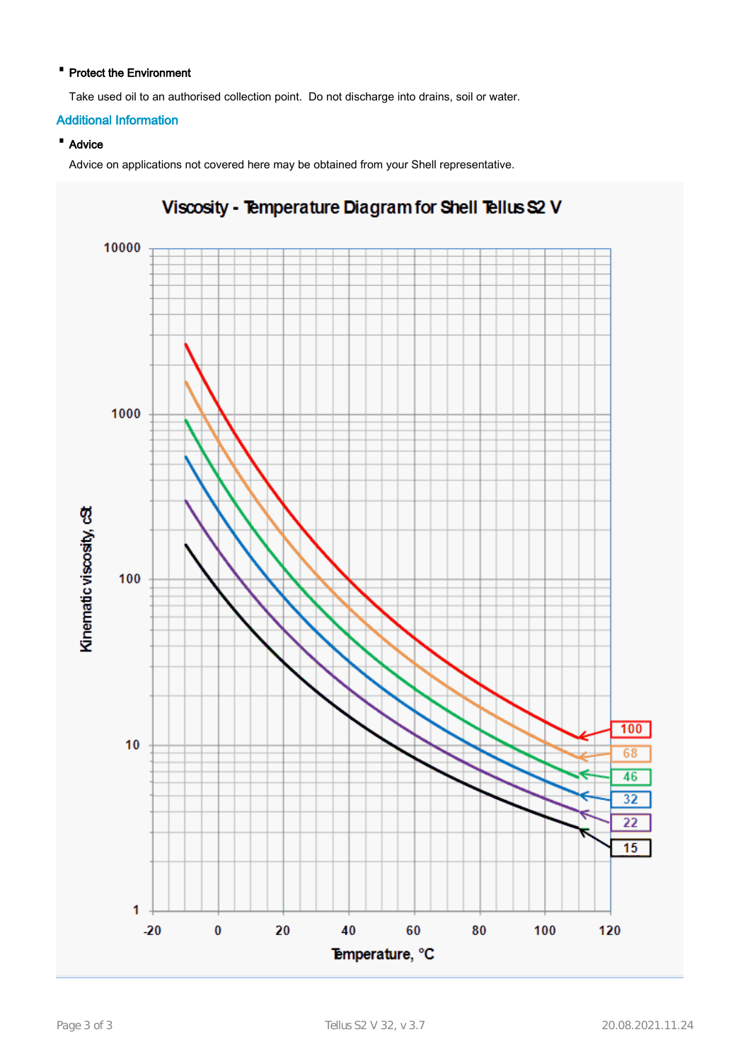- **Protect the Environment**

  Take used oil to an authorised collection point. Do not discharge into drains, soil or water.

## Additional Information

- **Advice**

  Advice on applications not covered here may be obtained from your Shell representative.

Viscosity - Temperature Diagram for Shell Tellus S2 V

Kinematic viscosity, cSt

10000

1000

100

10

1

-20

0

20

40

60

80

100

120

Temperature, °C

100

68

46

32

22

15